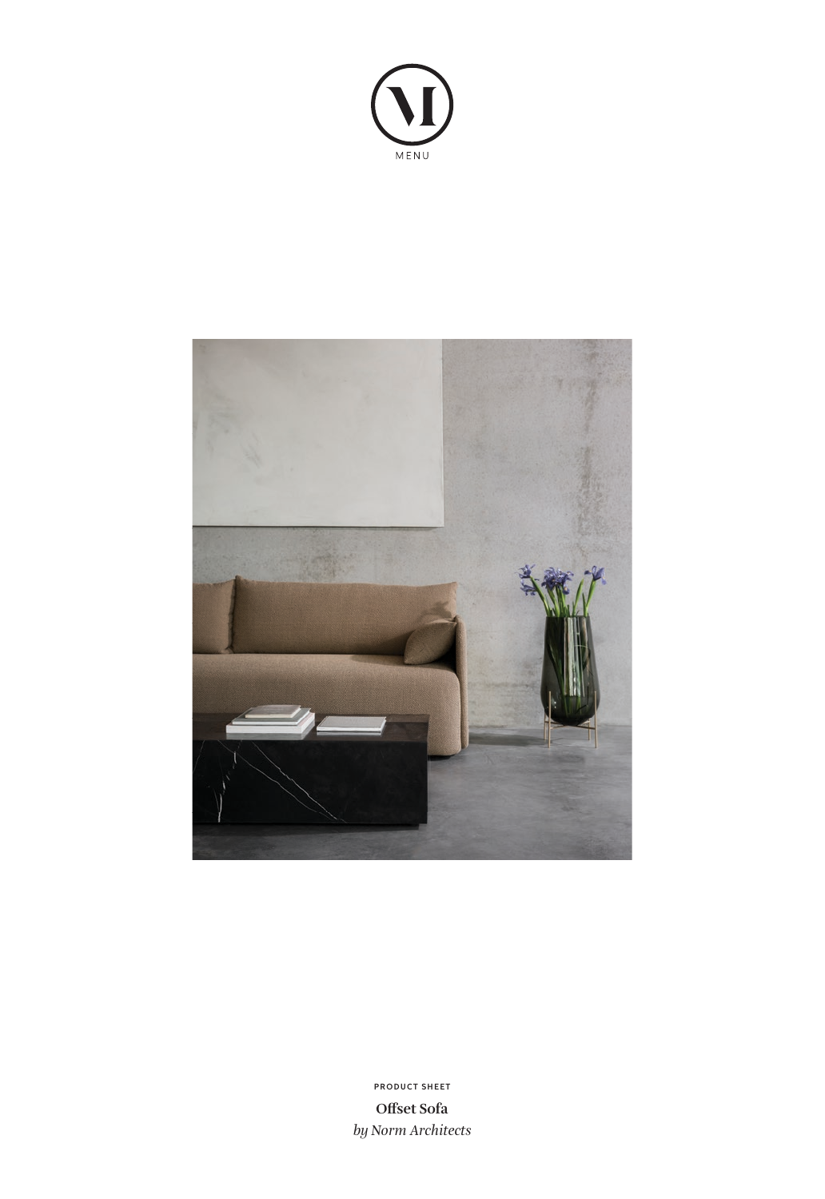MENU

PRODUCT SHEET

**Offset Sofa**

*by Norm Architects*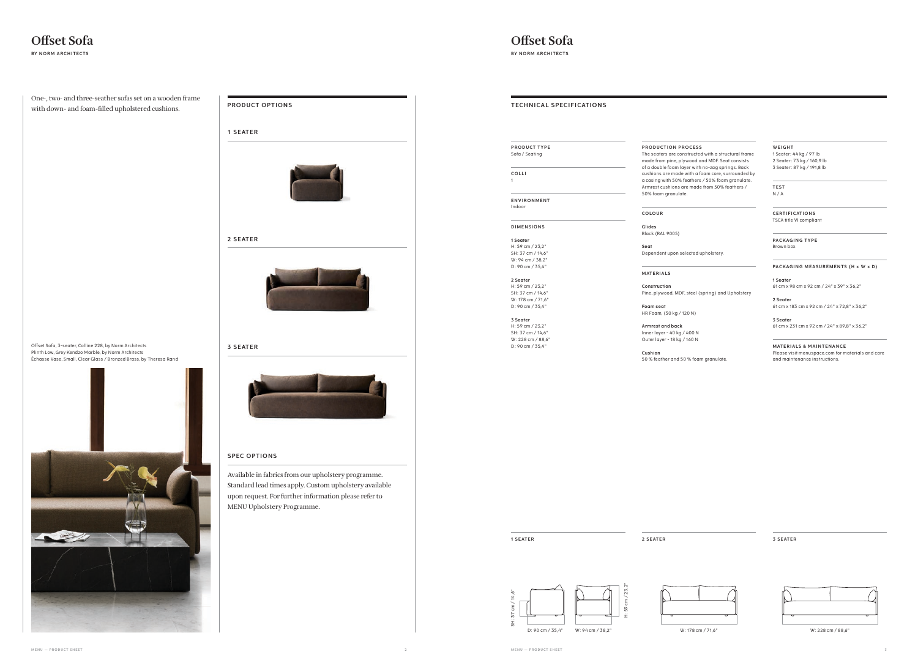# Offset Sofa

BY NORM ARCHITECTS

One-, two- and three-seather sofas set on a wooden frame with down- and foam-filled upholstered cushions.

Offset Sofa, 3-seater, Colline 228, by Norm Architects
Plinth Low, Grey Kendzo Marble, by Norm Architects
Échasse Vase, Small, Clear Glass / Bronzed Brass, by Theresa Rand

## PRODUCT OPTIONS

### 1 SEATER

### 2 SEATER

### 3 SEATER

## SPEC OPTIONS

Available in fabrics from our upholstery programme. Standard lead times apply. Custom upholstery available upon request. For further information please refer to MENU Upholstery Programme.

# Offset Sofa

BY NORM ARCHITECTS

## TECHNICAL SPECIFICATIONS

### PRODUCT TYPE
Sofa / Seating

### COLLI
1

### ENVIRONMENT
Indoor

### DIMENSIONS

**1 Seater**
H: 59 cm / 23,2"
SH: 37 cm / 14,6"
W: 94 cm / 38,2"
D: 90 cm / 35,4"

**2 Seater**
H: 59 cm / 23,2"
SH: 37 cm / 14,6"
W: 178 cm / 71,6"
D: 90 cm / 35,4"

**3 Seater**
H: 59 cm / 23,2"
SH: 37 cm / 14,6"
W: 228 cm / 88,6"
D: 90 cm / 35,4"

### PRODUCTION PROCESS
The seaters are constructed with a structural frame made from pine, plywood and MDF. Seat consists of a double foam layer with no-zag springs. Back cushions are made with a foam core, surrounded by a casing with 50% feathers / 50% foam granulate. Armrest cushions are made from 50% feathers / 50% foam granulate.

### COLOUR

**Glides**
Black (RAL 9005)

**Seat**
Dependent upon selected upholstery.

### MATERIALS

**Construction**
Pine, plywood, MDF, steel (spring) and Upholstery

**Foam seat**
HR Foam, (30 kg / 120 N)

**Armrest and back**
Inner layer - 40 kg / 400 N
Outer layer - 18 kg / 160 N

**Cushion**
50 % feather and 50 % foam granulate.

### WEIGHT
1 Seater: 44 kg / 97 lb
2 Seater: 73 kg / 160,9 lb
3 Seater: 87 kg / 191,8 lb

### TEST
N / A

### CERTIFICATIONS
TSCA title VI compliant

### PACKAGING TYPE
Brown box

### PACKAGING MEASUREMENTS (H x W x D)

**1 Seater**
61 cm x 98 cm x 92 cm / 24" x 39" x 36,2"

**2 Seater**
61 cm x 183 cm x 92 cm / 24" x 72,8" x 36,2"

**3 Seater**
61 cm x 231 cm x 92 cm / 24" x 89,8" x 36,2"

### MATERIALS & MAINTENANCE
Please visit menuspace.com for materials and care and maintenance instructions.

### 1 SEATER

SH: 37 cm / 14,6"
D: 90 cm / 35,4"
W: 94 cm / 38,2"
H: 59 cm / 23,2"

### 2 SEATER

W: 178 cm / 71,6"

### 3 SEATER

W: 228 cm / 88,6"